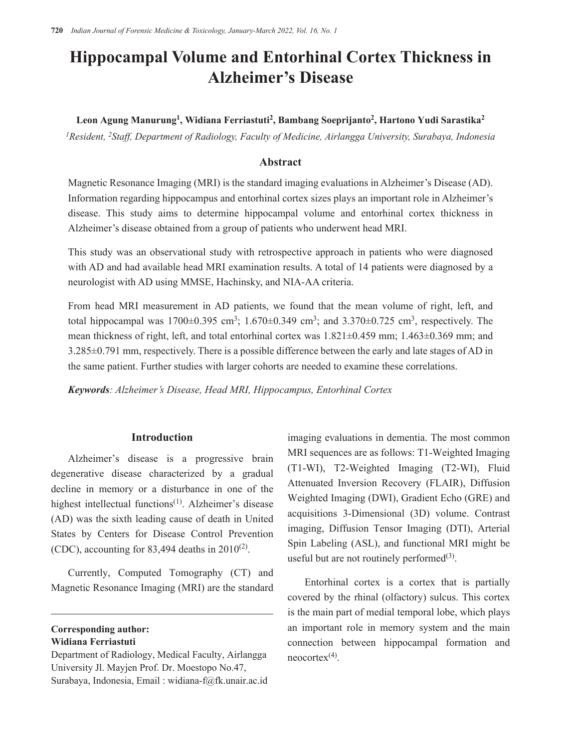# Hippocampal Volume and Entorhinal Cortex Thickness in Alzheimer's Disease

**Leon Agung Manurung[1], Widiana Ferriastuti[2], Bambang Soeprijanto[2], Hartono Yudi Sarastika[2]**

*[1]Resident, [2]Staff, Department of Radiology, Faculty of Medicine, Airlangga University, Surabaya, Indonesia*

## Abstract

Magnetic Resonance Imaging (MRI) is the standard imaging evaluations in Alzheimer's Disease (AD). Information regarding hippocampus and entorhinal cortex sizes plays an important role in Alzheimer's disease. This study aims to determine hippocampal volume and entorhinal cortex thickness in Alzheimer's disease obtained from a group of patients who underwent head MRI.

This study was an observational study with retrospective approach in patients who were diagnosed with AD and had available head MRI examination results. A total of 14 patients were diagnosed by a neurologist with AD using MMSE, Hachinsky, and NIA-AA criteria.

From head MRI measurement in AD patients, we found that the mean volume of right, left, and total hippocampal was 1700±0.395 $cm^3$; 1.670±0.349 $cm^3$; and 3.370±0.725 $cm^3$, respectively. The mean thickness of right, left, and total entorhinal cortex was 1.821±0.459 mm; 1.463±0.369 mm; and 3.285±0.791 mm, respectively. There is a possible difference between the early and late stages of AD in the same patient. Further studies with larger cohorts are needed to examine these correlations.

***Keywords**: Alzheimer's Disease, Head MRI, Hippocampus, Entorhinal Cortex*

## Introduction

Alzheimer's disease is a progressive brain degenerative disease characterized by a gradual decline in memory or a disturbance in one of the highest intellectual functions[(1)]. Alzheimer's disease (AD) was the sixth leading cause of death in United States by Centers for Disease Control Prevention (CDC), accounting for 83,494 deaths in 2010[(2)].

Currently, Computed Tomography (CT) and Magnetic Resonance Imaging (MRI) are the standard imaging evaluations in dementia. The most common MRI sequences are as follows: T1-Weighted Imaging (T1-WI), T2-Weighted Imaging (T2-WI), Fluid Attenuated Inversion Recovery (FLAIR), Diffusion Weighted Imaging (DWI), Gradient Echo (GRE) and acquisitions 3-Dimensional (3D) volume. Contrast imaging, Diffusion Tensor Imaging (DTI), Arterial Spin Labeling (ASL), and functional MRI might be useful but are not routinely performed[(3)].

Entorhinal cortex is a cortex that is partially covered by the rhinal (olfactory) sulcus. This cortex is the main part of medial temporal lobe, which plays an important role in memory system and the main connection between hippocampal formation and neocortex[(4)].

**Corresponding author:**
**Widiana Ferriastuti**
Department of Radiology, Medical Faculty, Airlangga University Jl. Mayjen Prof. Dr. Moestopo No.47, Surabaya, Indonesia, Email : widiana-f@fk.unair.ac.id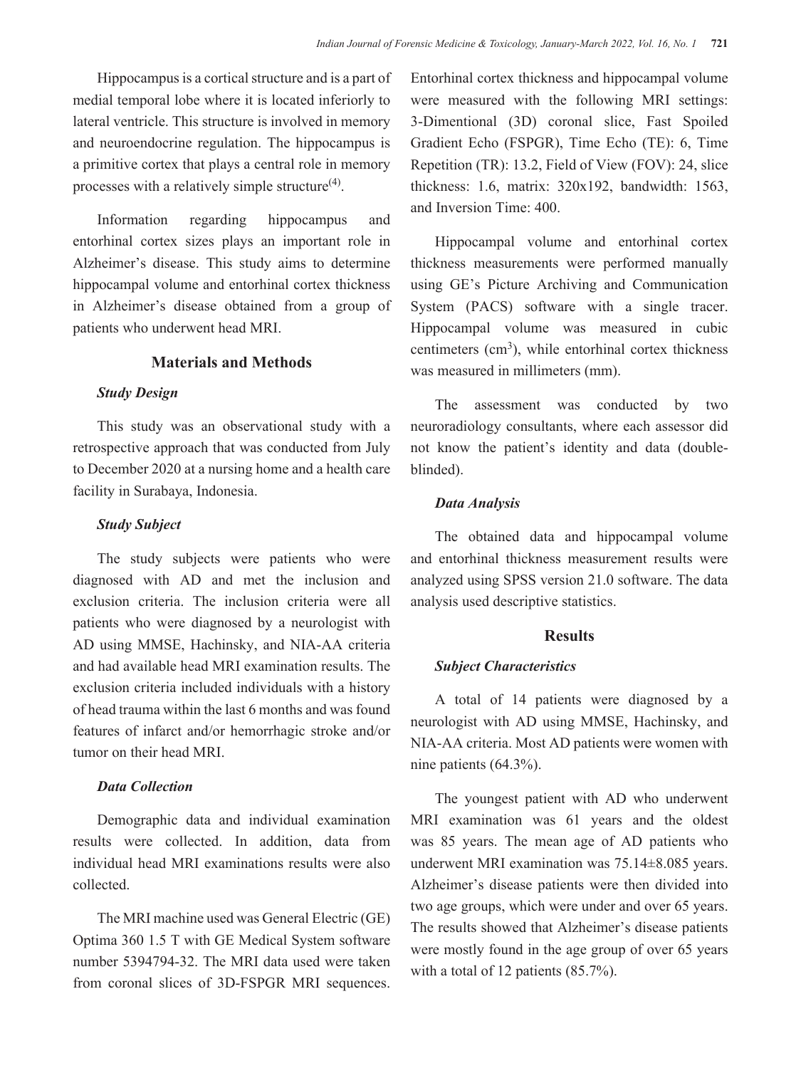Hippocampus is a cortical structure and is a part of medial temporal lobe where it is located inferiorly to lateral ventricle. This structure is involved in memory and neuroendocrine regulation. The hippocampus is a primitive cortex that plays a central role in memory processes with a relatively simple structure[4].

Information regarding hippocampus and entorhinal cortex sizes plays an important role in Alzheimer's disease. This study aims to determine hippocampal volume and entorhinal cortex thickness in Alzheimer's disease obtained from a group of patients who underwent head MRI.

## Materials and Methods

### *Study Design*

This study was an observational study with a retrospective approach that was conducted from July to December 2020 at a nursing home and a health care facility in Surabaya, Indonesia.

### *Study Subject*

The study subjects were patients who were diagnosed with AD and met the inclusion and exclusion criteria. The inclusion criteria were all patients who were diagnosed by a neurologist with AD using MMSE, Hachinsky, and NIA-AA criteria and had available head MRI examination results. The exclusion criteria included individuals with a history of head trauma within the last 6 months and was found features of infarct and/or hemorrhagic stroke and/or tumor on their head MRI.

### *Data Collection*

Demographic data and individual examination results were collected. In addition, data from individual head MRI examinations results were also collected.

The MRI machine used was General Electric (GE) Optima 360 1.5 T with GE Medical System software number 5394794-32. The MRI data used were taken from coronal slices of 3D-FSPGR MRI sequences. Entorhinal cortex thickness and hippocampal volume were measured with the following MRI settings: 3-Dimentional (3D) coronal slice, Fast Spoiled Gradient Echo (FSPGR), Time Echo (TE): 6, Time Repetition (TR): 13.2, Field of View (FOV): 24, slice thickness: 1.6, matrix: 320x192, bandwidth: 1563, and Inversion Time: 400.

Hippocampal volume and entorhinal cortex thickness measurements were performed manually using GE's Picture Archiving and Communication System (PACS) software with a single tracer. Hippocampal volume was measured in cubic centimeters ($cm^3$), while entorhinal cortex thickness was measured in millimeters (mm).

The assessment was conducted by two neuroradiology consultants, where each assessor did not know the patient's identity and data (double-blinded).

### *Data Analysis*

The obtained data and hippocampal volume and entorhinal thickness measurement results were analyzed using SPSS version 21.0 software. The data analysis used descriptive statistics.

## Results

### *Subject Characteristics*

A total of 14 patients were diagnosed by a neurologist with AD using MMSE, Hachinsky, and NIA-AA criteria. Most AD patients were women with nine patients (64.3%).

The youngest patient with AD who underwent MRI examination was 61 years and the oldest was 85 years. The mean age of AD patients who underwent MRI examination was 75.14±8.085 years. Alzheimer's disease patients were then divided into two age groups, which were under and over 65 years. The results showed that Alzheimer's disease patients were mostly found in the age group of over 65 years with a total of 12 patients (85.7%).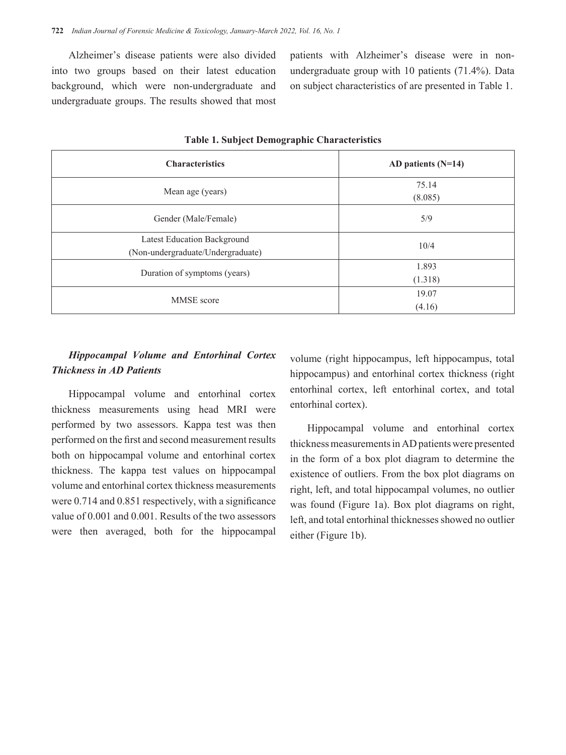Alzheimer's disease patients were also divided into two groups based on their latest education background, which were non-undergraduate and undergraduate groups. The results showed that most patients with Alzheimer's disease were in non-undergraduate group with 10 patients (71.4%). Data on subject characteristics of are presented in Table 1.

**Table 1. Subject Demographic Characteristics**

| Characteristics | AD patients (N=14) |
| --- | --- |
| Mean age (years) | 75.14 (8.085) |
| Gender (Male/Female) | 5/9 |
| Latest Education Background (Non-undergraduate/Undergraduate) | 10/4 |
| Duration of symptoms (years) | 1.893 (1.318) |
| MMSE score | 19.07 (4.16) |

### *Hippocampal Volume and Entorhinal Cortex Thickness in AD Patients*

Hippocampal volume and entorhinal cortex thickness measurements using head MRI were performed by two assessors. Kappa test was then performed on the first and second measurement results both on hippocampal volume and entorhinal cortex thickness. The kappa test values on hippocampal volume and entorhinal cortex thickness measurements were 0.714 and 0.851 respectively, with a significance value of 0.001 and 0.001. Results of the two assessors were then averaged, both for the hippocampal volume (right hippocampus, left hippocampus, total hippocampus) and entorhinal cortex thickness (right entorhinal cortex, left entorhinal cortex, and total entorhinal cortex).

Hippocampal volume and entorhinal cortex thickness measurements in AD patients were presented in the form of a box plot diagram to determine the existence of outliers. From the box plot diagrams on right, left, and total hippocampal volumes, no outlier was found (Figure 1a). Box plot diagrams on right, left, and total entorhinal thicknesses showed no outlier either (Figure 1b).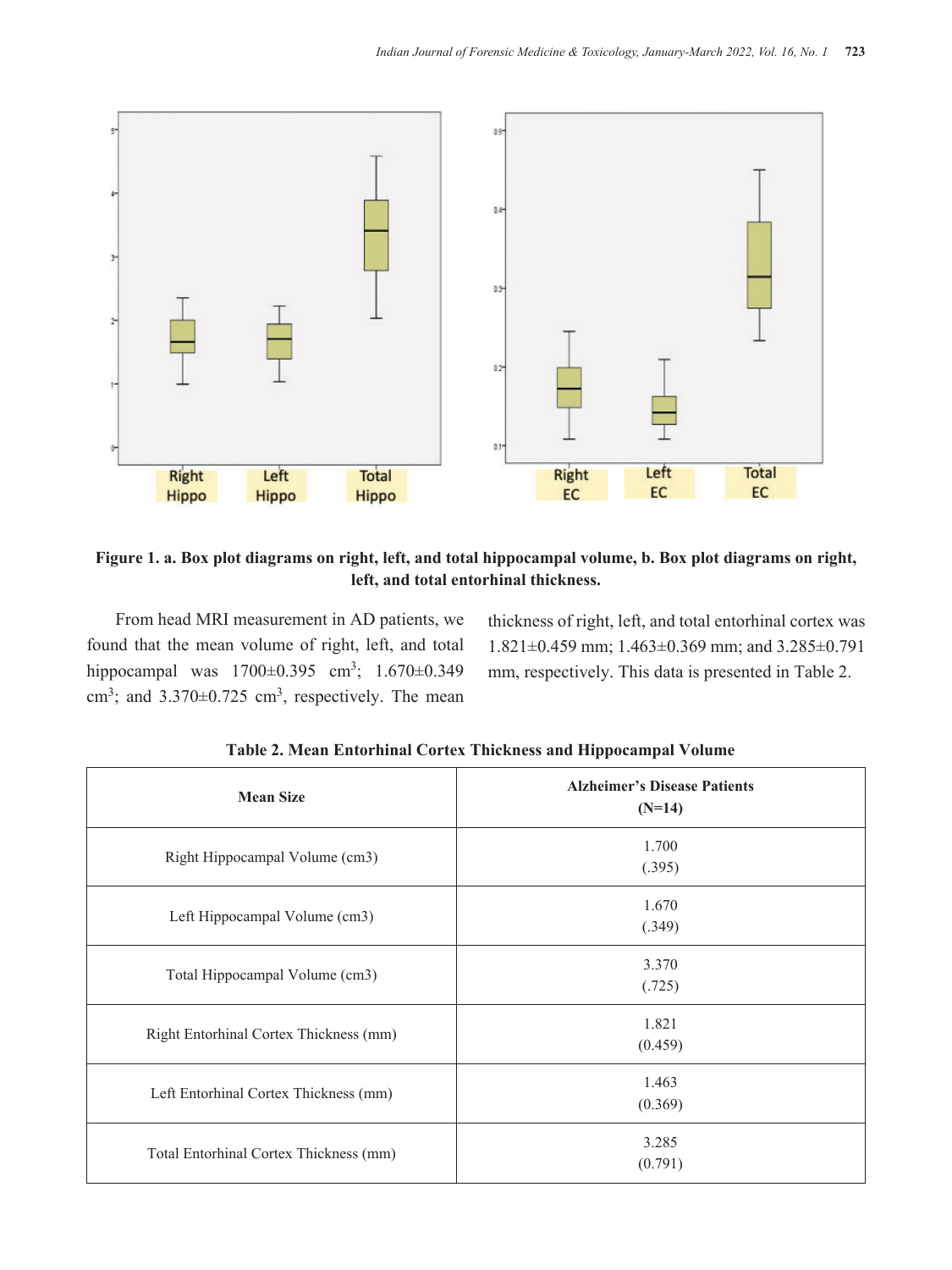Figure 1. a. Box plot diagrams on right, left, and total hippocampal volume, b. Box plot diagrams on right, left, and total entorhinal thickness.

From head MRI measurement in AD patients, we found that the mean volume of right, left, and total hippocampal was 1700±0.395 $cm^3$; 1.670±0.349 $cm^3$; and 3.370±0.725 $cm^3$, respectively. The mean thickness of right, left, and total entorhinal cortex was 1.821±0.459 mm; 1.463±0.369 mm; and 3.285±0.791 mm, respectively. This data is presented in Table 2.

**Table 2. Mean Entorhinal Cortex Thickness and Hippocampal Volume**

| Mean Size | Alzheimer's Disease Patients (N=14) |
|---|---|
| Right Hippocampal Volume (cm3) | 1.700 (.395) |
| Left Hippocampal Volume (cm3) | 1.670 (.349) |
| Total Hippocampal Volume (cm3) | 3.370 (.725) |
| Right Entorhinal Cortex Thickness (mm) | 1.821 (0.459) |
| Left Entorhinal Cortex Thickness (mm) | 1.463 (0.369) |
| Total Entorhinal Cortex Thickness (mm) | 3.285 (0.791) |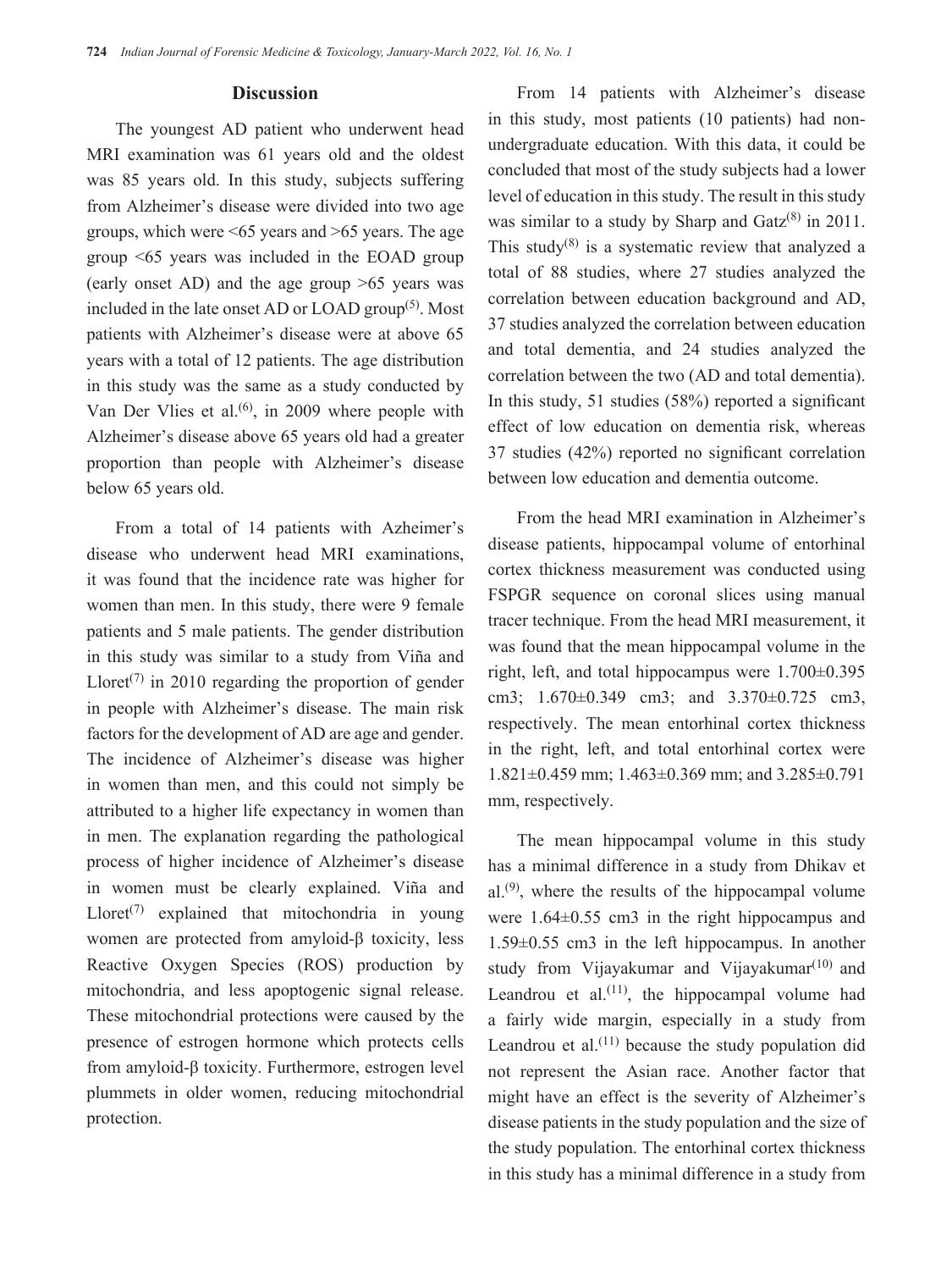## Discussion

The youngest AD patient who underwent head MRI examination was 61 years old and the oldest was 85 years old. In this study, subjects suffering from Alzheimer's disease were divided into two age groups, which were <65 years and >65 years. The age group <65 years was included in the EOAD group (early onset AD) and the age group >65 years was included in the late onset AD or LOAD group[5]. Most patients with Alzheimer's disease were at above 65 years with a total of 12 patients. The age distribution in this study was the same as a study conducted by Van Der Vlies et al.[6], in 2009 where people with Alzheimer's disease above 65 years old had a greater proportion than people with Alzheimer's disease below 65 years old.

From a total of 14 patients with Azheimer's disease who underwent head MRI examinations, it was found that the incidence rate was higher for women than men. In this study, there were 9 female patients and 5 male patients. The gender distribution in this study was similar to a study from Viña and Lloret[7] in 2010 regarding the proportion of gender in people with Alzheimer's disease. The main risk factors for the development of AD are age and gender. The incidence of Alzheimer's disease was higher in women than men, and this could not simply be attributed to a higher life expectancy in women than in men. The explanation regarding the pathological process of higher incidence of Alzheimer's disease in women must be clearly explained. Viña and Lloret[7] explained that mitochondria in young women are protected from amyloid-β toxicity, less Reactive Oxygen Species (ROS) production by mitochondria, and less apoptogenic signal release. These mitochondrial protections were caused by the presence of estrogen hormone which protects cells from amyloid-β toxicity. Furthermore, estrogen level plummets in older women, reducing mitochondrial protection.

From 14 patients with Alzheimer's disease in this study, most patients (10 patients) had non-undergraduate education. With this data, it could be concluded that most of the study subjects had a lower level of education in this study. The result in this study was similar to a study by Sharp and Gatz[8] in 2011. This study[8] is a systematic review that analyzed a total of 88 studies, where 27 studies analyzed the correlation between education background and AD, 37 studies analyzed the correlation between education and total dementia, and 24 studies analyzed the correlation between the two (AD and total dementia). In this study, 51 studies (58%) reported a significant effect of low education on dementia risk, whereas 37 studies (42%) reported no significant correlation between low education and dementia outcome.

From the head MRI examination in Alzheimer's disease patients, hippocampal volume of entorhinal cortex thickness measurement was conducted using FSPGR sequence on coronal slices using manual tracer technique. From the head MRI measurement, it was found that the mean hippocampal volume in the right, left, and total hippocampus were 1.700±0.395 cm3; 1.670±0.349 cm3; and 3.370±0.725 cm3, respectively. The mean entorhinal cortex thickness in the right, left, and total entorhinal cortex were 1.821±0.459 mm; 1.463±0.369 mm; and 3.285±0.791 mm, respectively.

The mean hippocampal volume in this study has a minimal difference in a study from Dhikav et al.[9], where the results of the hippocampal volume were 1.64±0.55 cm3 in the right hippocampus and 1.59±0.55 cm3 in the left hippocampus. In another study from Vijayakumar and Vijayakumar[10] and Leandrou et al.[11], the hippocampal volume had a fairly wide margin, especially in a study from Leandrou et al.[11] because the study population did not represent the Asian race. Another factor that might have an effect is the severity of Alzheimer's disease patients in the study population and the size of the study population. The entorhinal cortex thickness in this study has a minimal difference in a study from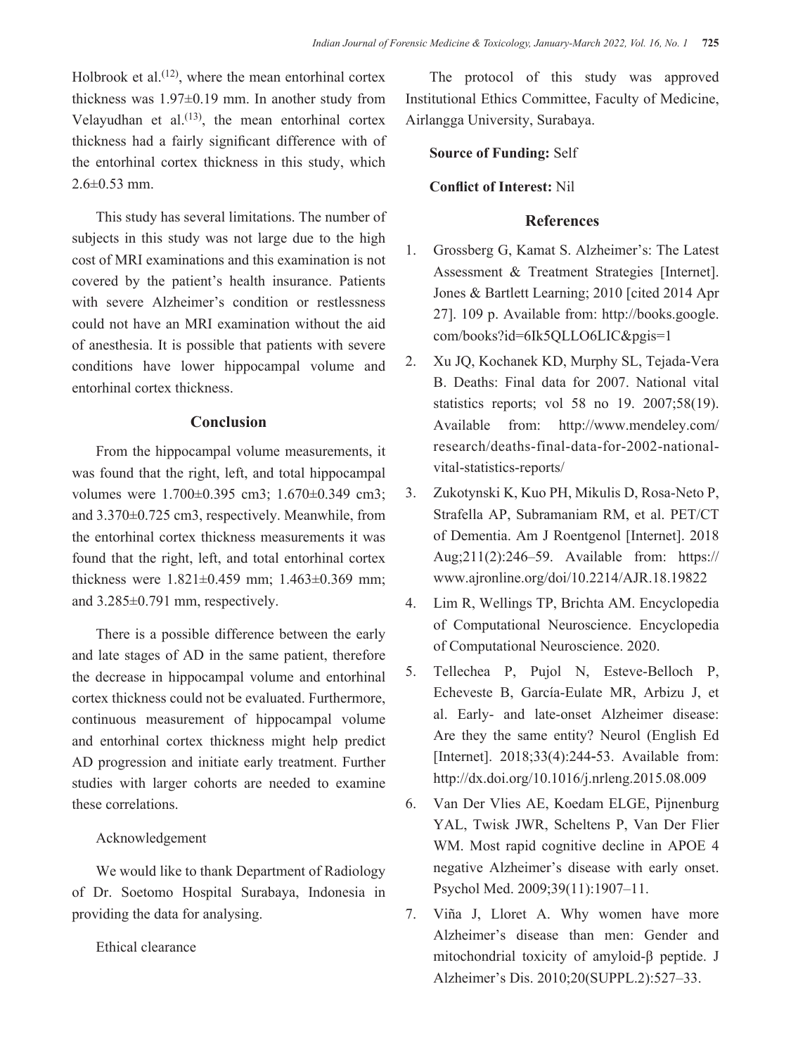Holbrook et al.[12], where the mean entorhinal cortex thickness was 1.97±0.19 mm. In another study from Velayudhan et al.[13], the mean entorhinal cortex thickness had a fairly significant difference with of the entorhinal cortex thickness in this study, which 2.6±0.53 mm.

This study has several limitations. The number of subjects in this study was not large due to the high cost of MRI examinations and this examination is not covered by the patient's health insurance. Patients with severe Alzheimer's condition or restlessness could not have an MRI examination without the aid of anesthesia. It is possible that patients with severe conditions have lower hippocampal volume and entorhinal cortex thickness.

## Conclusion

From the hippocampal volume measurements, it was found that the right, left, and total hippocampal volumes were 1.700±0.395 cm3; 1.670±0.349 cm3; and 3.370±0.725 cm3, respectively. Meanwhile, from the entorhinal cortex thickness measurements it was found that the right, left, and total entorhinal cortex thickness were 1.821±0.459 mm; 1.463±0.369 mm; and 3.285±0.791 mm, respectively.

There is a possible difference between the early and late stages of AD in the same patient, therefore the decrease in hippocampal volume and entorhinal cortex thickness could not be evaluated. Furthermore, continuous measurement of hippocampal volume and entorhinal cortex thickness might help predict AD progression and initiate early treatment. Further studies with larger cohorts are needed to examine these correlations.

Acknowledgement

We would like to thank Department of Radiology of Dr. Soetomo Hospital Surabaya, Indonesia in providing the data for analysing.

Ethical clearance

The protocol of this study was approved Institutional Ethics Committee, Faculty of Medicine, Airlangga University, Surabaya.

**Source of Funding:** Self

**Conflict of Interest:** Nil

## References

1. Grossberg G, Kamat S. Alzheimer's: The Latest Assessment & Treatment Strategies [Internet]. Jones & Bartlett Learning; 2010 [cited 2014 Apr 27]. 109 p. Available from: http://books.google.com/books?id=6Ik5QLLO6LIC&pgis=1
2. Xu JQ, Kochanek KD, Murphy SL, Tejada-Vera B. Deaths: Final data for 2007. National vital statistics reports; vol 58 no 19. 2007;58(19). Available from: http://www.mendeley.com/research/deaths-final-data-for-2002-national-vital-statistics-reports/
3. Zukotynski K, Kuo PH, Mikulis D, Rosa-Neto P, Strafella AP, Subramaniam RM, et al. PET/CT of Dementia. Am J Roentgenol [Internet]. 2018 Aug;211(2):246–59. Available from: https://www.ajronline.org/doi/10.2214/AJR.18.19822
4. Lim R, Wellings TP, Brichta AM. Encyclopedia of Computational Neuroscience. Encyclopedia of Computational Neuroscience. 2020.
5. Tellechea P, Pujol N, Esteve-Belloch P, Echeveste B, García-Eulate MR, Arbizu J, et al. Early- and late-onset Alzheimer disease: Are they the same entity? Neurol (English Ed [Internet]. 2018;33(4):244-53. Available from: http://dx.doi.org/10.1016/j.nrleng.2015.08.009
6. Van Der Vlies AE, Koedam ELGE, Pijnenburg YAL, Twisk JWR, Scheltens P, Van Der Flier WM. Most rapid cognitive decline in APOE 4 negative Alzheimer's disease with early onset. Psychol Med. 2009;39(11):1907–11.
7. Viña J, Lloret A. Why women have more Alzheimer's disease than men: Gender and mitochondrial toxicity of amyloid-β peptide. J Alzheimer's Dis. 2010;20(SUPPL.2):527–33.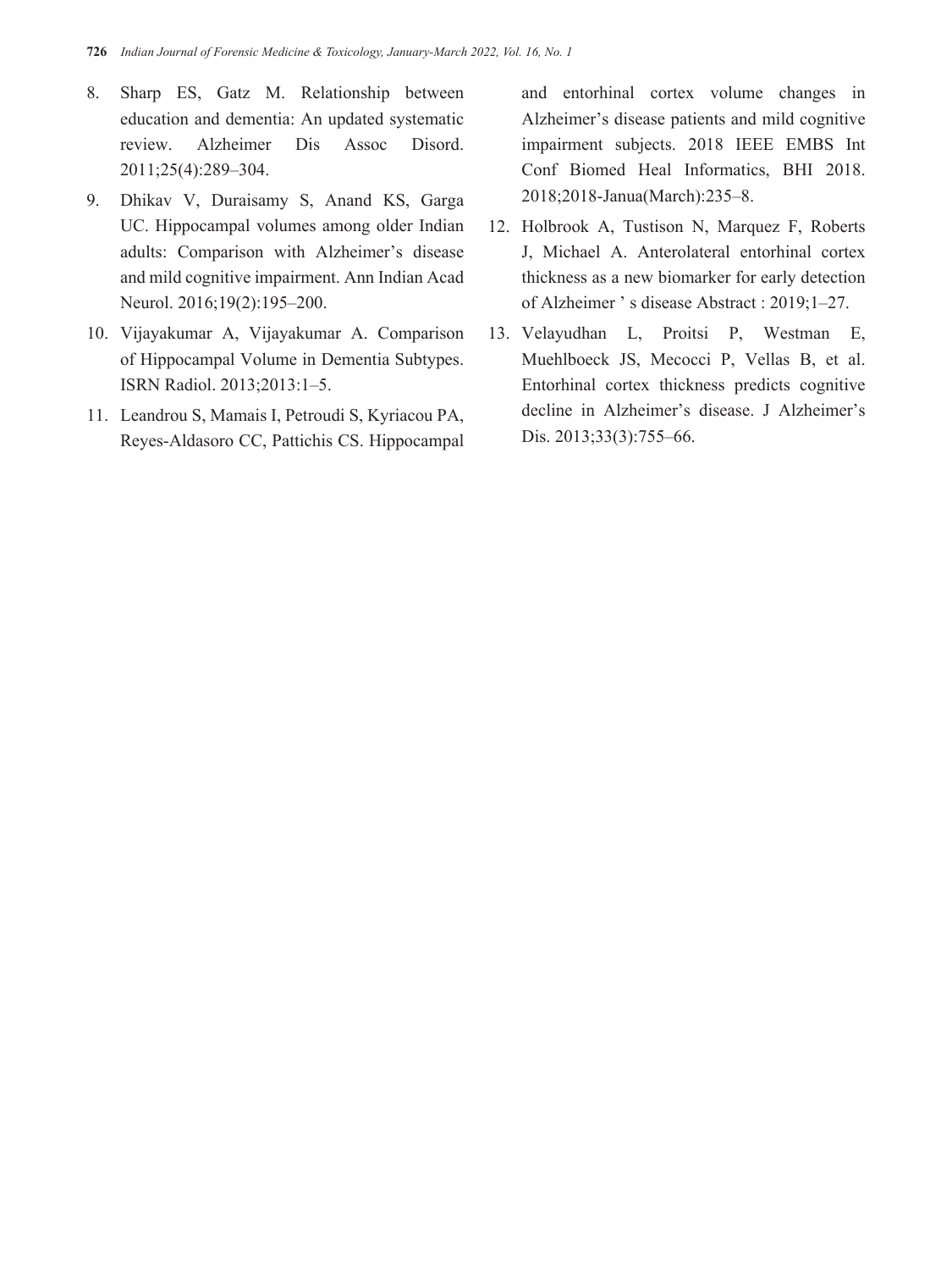8. Sharp ES, Gatz M. Relationship between education and dementia: An updated systematic review. Alzheimer Dis Assoc Disord. 2011;25(4):289–304.

9. Dhikav V, Duraisamy S, Anand KS, Garga UC. Hippocampal volumes among older Indian adults: Comparison with Alzheimer's disease and mild cognitive impairment. Ann Indian Acad Neurol. 2016;19(2):195–200.

10. Vijayakumar A, Vijayakumar A. Comparison of Hippocampal Volume in Dementia Subtypes. ISRN Radiol. 2013;2013:1–5.

11. Leandrou S, Mamais I, Petroudi S, Kyriacou PA, Reyes-Aldasoro CC, Pattichis CS. Hippocampal and entorhinal cortex volume changes in Alzheimer's disease patients and mild cognitive impairment subjects. 2018 IEEE EMBS Int Conf Biomed Heal Informatics, BHI 2018. 2018;2018-Janua(March):235–8.

12. Holbrook A, Tustison N, Marquez F, Roberts J, Michael A. Anterolateral entorhinal cortex thickness as a new biomarker for early detection of Alzheimer ' s disease Abstract : 2019;1–27.

13. Velayudhan L, Proitsi P, Westman E, Muehlboeck JS, Mecocci P, Vellas B, et al. Entorhinal cortex thickness predicts cognitive decline in Alzheimer's disease. J Alzheimer's Dis. 2013;33(3):755–66.